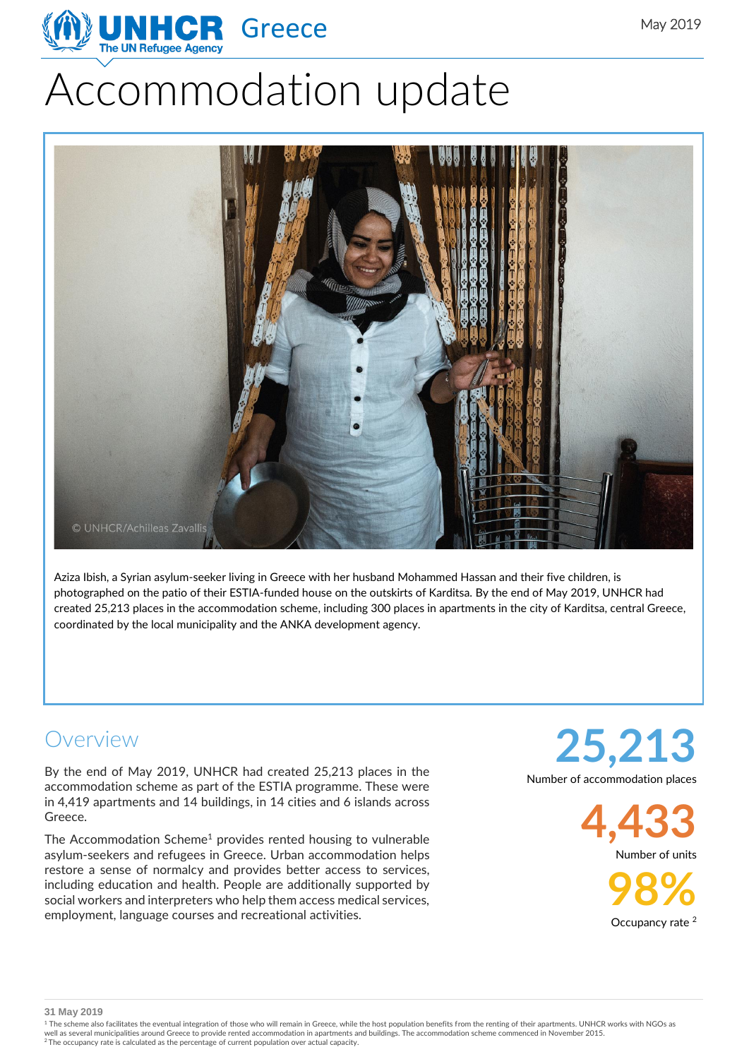UNHCR Greece
The UN Refugee Agency

May 2019

# Accommodation update

© UNHCR/Achilleas Zavallis

Aziza Ibish, a Syrian asylum-seeker living in Greece with her husband Mohammed Hassan and their five children, is photographed on the patio of their ESTIA-funded house on the outskirts of Karditsa. By the end of May 2019, UNHCR had created 25,213 places in the accommodation scheme, including 300 places in apartments in the city of Karditsa, central Greece, coordinated by the local municipality and the ANKA development agency.

## Overview

By the end of May 2019, UNHCR had created 25,213 places in the accommodation scheme as part of the ESTIA programme. These were in 4,419 apartments and 14 buildings, in 14 cities and 6 islands across Greece.

The Accommodation Scheme[1] provides rented housing to vulnerable asylum-seekers and refugees in Greece. Urban accommodation helps restore a sense of normalcy and provides better access to services, including education and health. People are additionally supported by social workers and interpreters who help them access medical services, employment, language courses and recreational activities.

**25,213**
Number of accommodation places

**4,433**
Number of units

**98%**
Occupancy rate [2]

31 May 2019

[1] The scheme also facilitates the eventual integration of those who will remain in Greece, while the host population benefits from the renting of their apartments. UNHCR works with NGOs as well as several municipalities around Greece to provide rented accommodation in apartments and buildings. The accommodation scheme commenced in November 2015.

[2] The occupancy rate is calculated as the percentage of current population over actual capacity.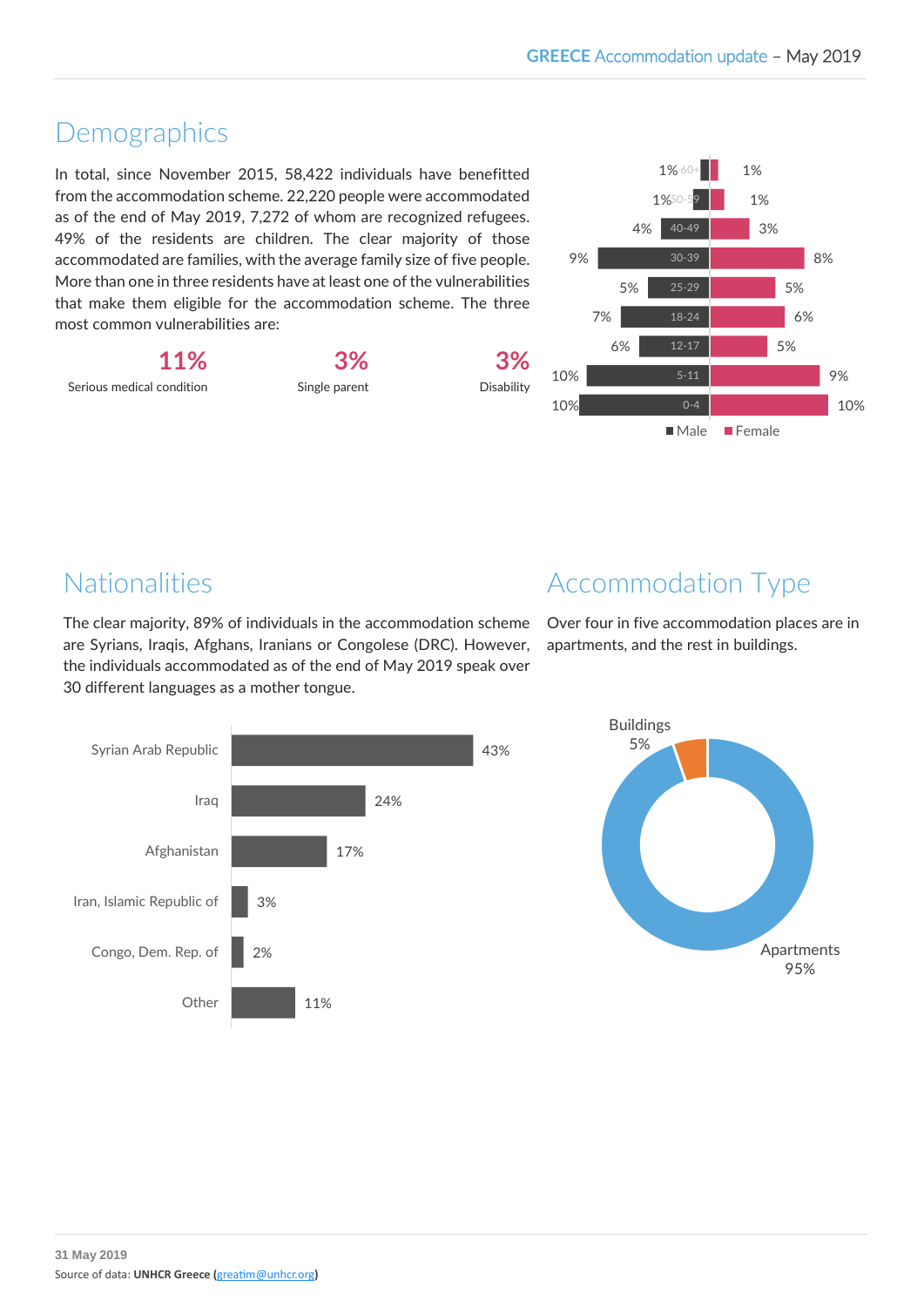## Demographics

In total, since November 2015, 58,422 individuals have benefitted from the accommodation scheme. 22,220 people were accommodated as of the end of May 2019, 7,272 of whom are recognized refugees. 49% of the residents are children. The clear majority of those accommodated are families, with the average family size of five people. More than one in three residents have at least one of the vulnerabilities that make them eligible for the accommodation scheme. The three most common vulnerabilities are:

| 11% | 3% | 3% |
|---|---|---|
| Serious medical condition | Single parent | Disability |

| Age | Male | Female |
|---|---|---|
| 60+ | 1% | 1% |
| 50-59 | 1% | 1% |
| 40-49 | 4% | 3% |
| 30-39 | 9% | 8% |
| 25-29 | 5% | 5% |
| 18-24 | 7% | 6% |
| 12-17 | 6% | 5% |
| 5-11 | 10% | 9% |
| 0-4 | 10% | 10% |

## Nationalities

The clear majority, 89% of individuals in the accommodation scheme are Syrians, Iraqis, Afghans, Iranians or Congolese (DRC). However, the individuals accommodated as of the end of May 2019 speak over 30 different languages as a mother tongue.

| Nationality | % |
|---|---|
| Syrian Arab Republic | 43% |
| Iraq | 24% |
| Afghanistan | 17% |
| Iran, Islamic Republic of | 3% |
| Congo, Dem. Rep. of | 2% |
| Other | 11% |

## Accommodation Type

Over four in five accommodation places are in apartments, and the rest in buildings.

| Type | % |
|---|---|
| Buildings | 5% |
| Apartments | 95% |

**31 May 2019**

Source of data: **UNHCR Greece** (greatim@unhcr.org)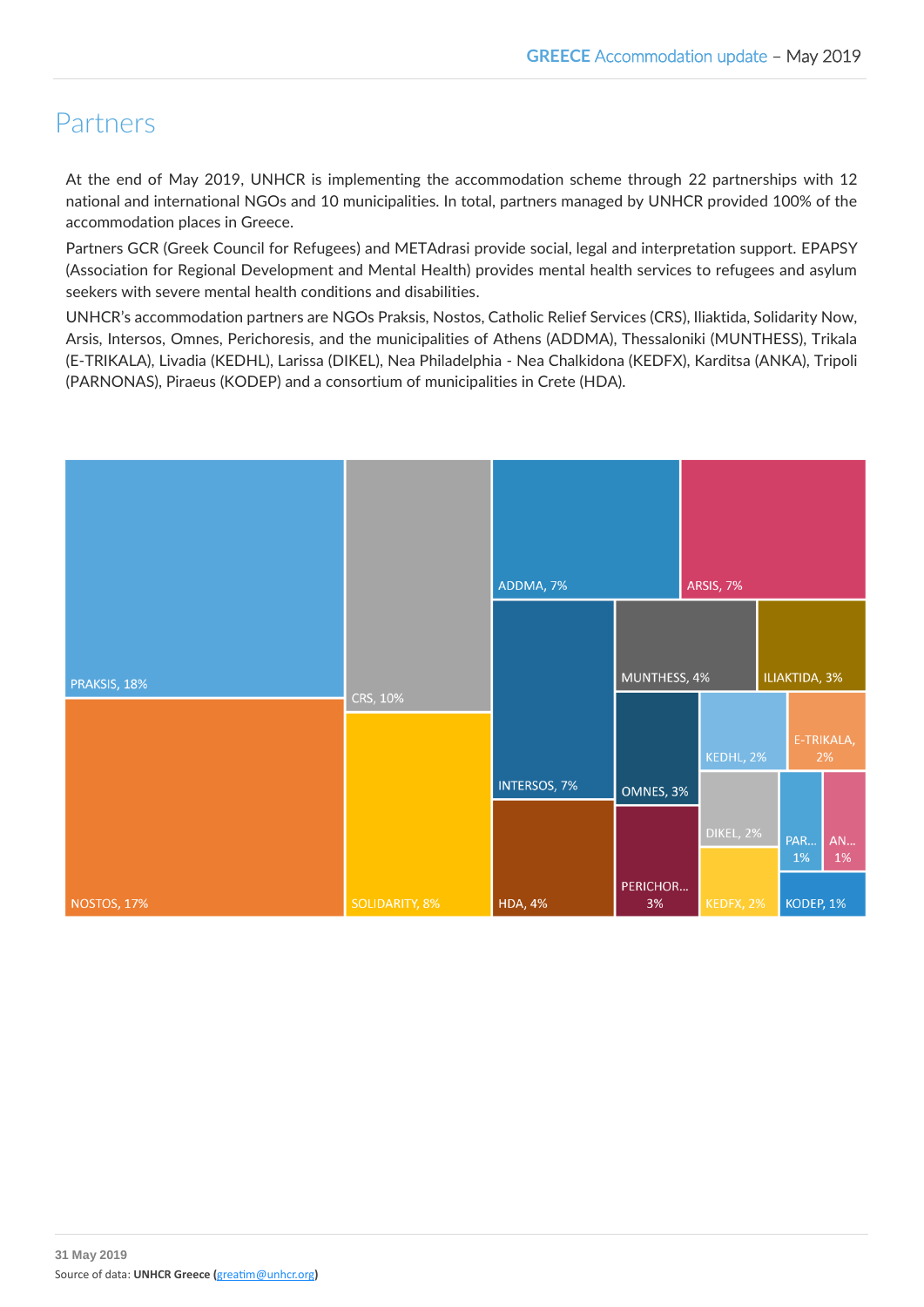# Partners

At the end of May 2019, UNHCR is implementing the accommodation scheme through 22 partnerships with 12 national and international NGOs and 10 municipalities. In total, partners managed by UNHCR provided 100% of the accommodation places in Greece.

Partners GCR (Greek Council for Refugees) and METAdrasi provide social, legal and interpretation support. EPAPSY (Association for Regional Development and Mental Health) provides mental health services to refugees and asylum seekers with severe mental health conditions and disabilities.

UNHCR's accommodation partners are NGOs Praksis, Nostos, Catholic Relief Services (CRS), Iliaktida, Solidarity Now, Arsis, Intersos, Omnes, Perichoresis, and the municipalities of Athens (ADDMA), Thessaloniki (MUNTHESS), Trikala (E-TRIKALA), Livadia (KEDHL), Larissa (DIKEL), Nea Philadelphia - Nea Chalkidona (KEDFX), Karditsa (ANKA), Tripoli (PARNONAS), Piraeus (KODEP) and a consortium of municipalities in Crete (HDA).

PRAKSIS, 18%
NOSTOS, 17%
CRS, 10%
SOLIDARITY, 8%
ADDMA, 7%
ARSIS, 7%
INTERSOS, 7%
HDA, 4%
MUNTHESS, 4%
ILIAKTIDA, 3%
OMNES, 3%
PERICHOR... 3%
KEDHL, 2%
E-TRIKALA, 2%
DIKEL, 2%
KEDFX, 2%
PAR... 1%
AN... 1%
KODEP, 1%

31 May 2019
Source of data: **UNHCR Greece** (greatim@unhcr.org)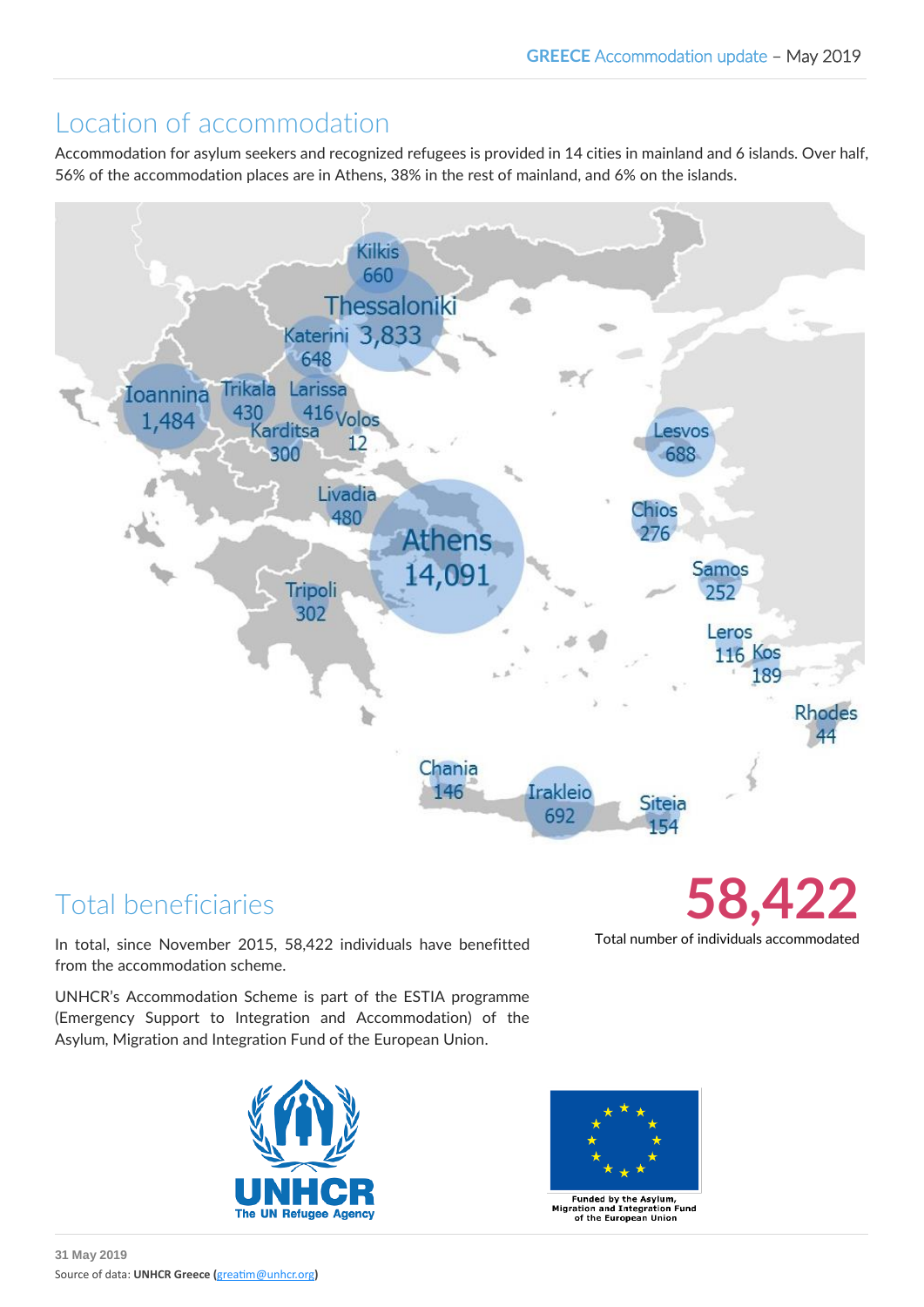## Location of accommodation

Accommodation for asylum seekers and recognized refugees is provided in 14 cities in mainland and 6 islands. Over half, 56% of the accommodation places are in Athens, 38% in the rest of mainland, and 6% on the islands.

Kilkis 660
Thessaloniki 3,833
Katerini 648
Ioannina 1,484
Trikala 430
Larissa 416
Volos 12
Karditsa 300
Livadia 480
Athens 14,091
Tripoli 302
Lesvos 688
Chios 276
Samos 252
Leros 116
Kos 189
Rhodes 44
Chania 146
Irakleio 692
Siteia 154

## Total beneficiaries

**58,422**

Total number of individuals accommodated

In total, since November 2015, 58,422 individuals have benefitted from the accommodation scheme.

UNHCR's Accommodation Scheme is part of the ESTIA programme (Emergency Support to Integration and Accommodation) of the Asylum, Migration and Integration Fund of the European Union.

UNHCR The UN Refugee Agency

Funded by the Asylum, Migration and Integration Fund of the European Union

**31 May 2019**

Source of data: **UNHCR Greece (**greatim@unhcr.org**)**